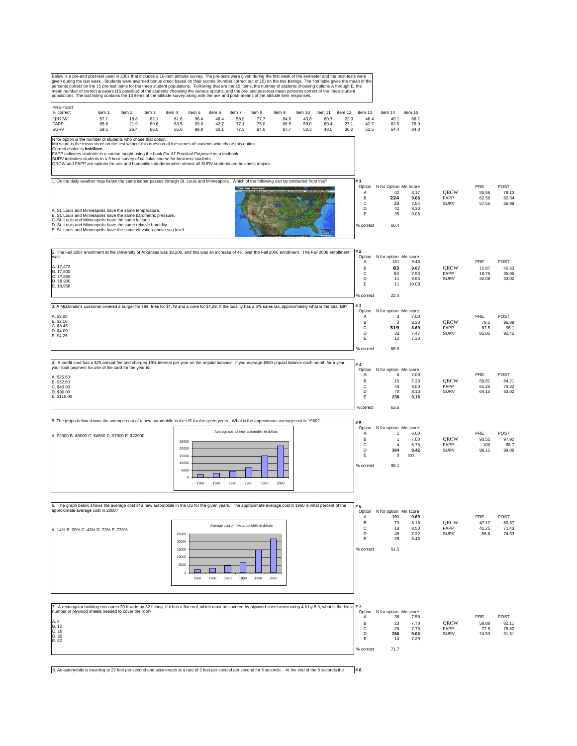Below is a pre-and post-test used in 2007 that includes a 10-item attitude survey. The pre-tests were given during the first week of the semester and the post-tests were given during the last week. Students were awarded bonus credit based on their scores (number correct out of 15) on the two testings. The first table gives the mean of the percents correct on the 15 pre-test items for the three student populations. Following that are the 15 items, the number of students choosing options A through E, the mean number of correct answers (15 possible) of the students choosing the various options, and the pre- and post-test mean percents correct of the three student populations. The last listing contains the 10 items of the attitude survey along with the pre- and post- means of the attitude item responses.

PRE-TEST

| % correct | item 1 | item 2 | item 3 | item 4 | item 5 | item 6 | item 7 | item 8 | item 9 | item 10 | item 11 | item 12 | item 13 | item 14 | item 15 |
|---|---|---|---|---|---|---|---|---|---|---|---|---|---|---|---|
| QRCW | 57.1 | 18.8 | 82.1 | 61.6 | 96.4 | 46.4 | 58.9 | 77.7 | 84.8 | 43.8 | 60.7 | 22.3 | 46.4 | 49.1 | 66.1 |
| FAPP | 65.6 | 21.9 | 89.6 | 63.5 | 99.0 | 42.7 | 77.1 | 75.0 | 86.5 | 50.0 | 60.4 | 27.1 | 42.7 | 62.5 | 76.0 |
| SURV | 59.5 | 26.4 | 86.5 | 65.0 | 98.8 | 60.1 | 77.3 | 84.0 | 87.7 | 50.3 | 48.5 | 36.2 | 51.5 | 64.4 | 84.0 |

N for option is the number of students who chose that option.
Mn score is the mean score on the test without this question of the scores of students who chose this option.
Correct choice is **boldface.**
FAPP indicates students in a course taught using the book *For All Practical Purposes* as a textbook.
SURV indicates students in a 3-hour survey of calculus course for business students.
QRCW and FAPP are options for arts and humanities students while almost all SURV students are business majors.

1. On the daily weather map below the same isobar passes through St. Louis and Minneapolis. Which of the following can be concluded from this?

A. St. Louis and Minneapolis have the same temperature.
B. St. Louis and Minneapolis have the same barometric pressure.
C. St. Louis and Minneapolis have the same latitude.
D. St. Louis and Minneapolis have the same relative humidity.
E. St. Louis and Minneapolis have the same elevation above sea level.

# 1

| Option | N for Option | Mn Score |
|---|---|---|
| A | 42 | 8.17 |
| B | **224** | **9.06** |
| C | 28 | 7.54 |
| D | 42 | 8.33 |
| E | 35 | 9.06 |

% correct 60.4

| | PRE | POST |
|---|---|---|
| QRCW | 55.56 | 78.13 |
| FAPP | 62.50 | 62.34 |
| SURV | 57.55 | 66.98 |

2. The Fall 2007 enrollment at the University of Arkansas was 18,200, and this was an increase of 4% over the Fall 2006 enrolment. The Fall 2006 enrollment was:

A. 17,472
B. 17,500
C. 17,800
D. 18,900
E. 18,958

# 2

| Option | N for option | Mn score |
|---|---|---|
| A | 181 | 9.43 |
| B | **83** | **9.67** |
| C | 83 | 7.93 |
| D | 11 | 9.55 |
| E | 11 | 10.09 |

% correct 22.4

| | PRE | POST |
|---|---|---|
| QRCW | 15.87 | 40.63 |
| FAPP | 18.75 | 35.06 |
| SURV | 32.08 | 33.02 |

3. A McDonald's customer ordered a burger for 79¢, fries for $1.19 and a coke for $1.29. If the locality has a 5% sales tax, approximately what is the total bill?

A. $3.00
B. $3.10
C. $3.45
D. $4.00
E. $4.25

# 3

| Option | N for option | Mn score |
|---|---|---|
| A | 3 | 7.00 |
| B | 3 | 8.33 |
| C | **319** | **8.69** |
| D | 32 | 7.47 |
| E | 12 | 7.33 |

% correct 86.0

| | PRE | POST |
|---|---|---|
| QRCW | 78.5 | 96.88 |
| FAPP | 87.5 | 96.1 |
| SURV | 85.85 | 92.45 |

4. A credit card has a $25 annual fee and charges 18% interest per year on the unpaid balance. If you average $500 unpaid balance each month for a year, your total payment for use of the card for the year is:

A. $25.50
B. $32.50
C. $43.00
D. $90.00
E. $115.00

# 4

| Option | N for option | Mn score |
|---|---|---|
| A | 6 | 7.00 |
| B | 15 | 7.33 |
| C | 40 | 8.00 |
| D | 70 | 8.13 |
| E | **236** | **9.16** |

%correct 63.6

| | PRE | POST |
|---|---|---|
| QRCW | 59.81 | 84.21 |
| FAPP | 61.25 | 75.32 |
| SURV | 64.15 | 83.02 |

5. The graph below shows the average cost of a new automobile in the US for the given years. What is the approximate average cost in 1980?

A. $2000 B. $3000 C. $4500 D. $7000 E. $22000

Average cost of new automobile in dollars

# 5

| Option | N for option | Mn score |
|---|---|---|
| A | 1 | 6.00 |
| B | 1 | 7.00 |
| C | 4 | 6.75 |
| D | **364** | **8.42** |
| E | 0 | xxx |

% correct 98.1

| | PRE | POST |
|---|---|---|
| QRCW | 93.52 | 97.92 |
| FAPP | 100 | 98.7 |
| SURV | 98.11 | 99.06 |

6. The graph below shows the average cost of a new automobile in the US for the given years. The approximate average cost in 1960 is what percent of the approximate average cost in 2000?

A. 14% B. 20% C. 43% D. 73% E. 733%

Average cost of new automobile in dollars

# 6

| Option | N for option | Mn score |
|---|---|---|
| A | **191** | **9.69** |
| B | 73 | 8.18 |
| C | 18 | 8.50 |
| D | 49 | 7.22 |
| E | 28 | 8.43 |

% correct 51.5

| | PRE | POST |
|---|---|---|
| QRCW | 47.12 | 60.87 |
| FAPP | 41.25 | 71.43 |
| SURV | 56.6 | 74.53 |

7. A rectangular building measures 20 ft wide by 32 ft long. If it has a flat roof, which must be covered by plywood sheets measuring 4 ft by 8 ft, what is the least number of plywood sheets needed to cover the roof?

A. 8
B. 12
C. 16
D. 20
E. 32

# 7

| Option | N for option | Mn score |
|---|---|---|
| A | 36 | 7.58 |
| B | 23 | 7.78 |
| C | 29 | 7.79 |
| D | **266** | **9.06** |
| E | 14 | 7.29 |

% correct 71.7

| | PRE | POST |
|---|---|---|
| QRCW | 58.88 | 82.11 |
| FAPP | 77.5 | 76.62 |
| SURV | 74.53 | 91.51 |

8. An automobile is traveling at 22 feet per second and accelerates at a rate of 2 feet per second per second for 5 seconds. At the end of the 5 seconds the

# 8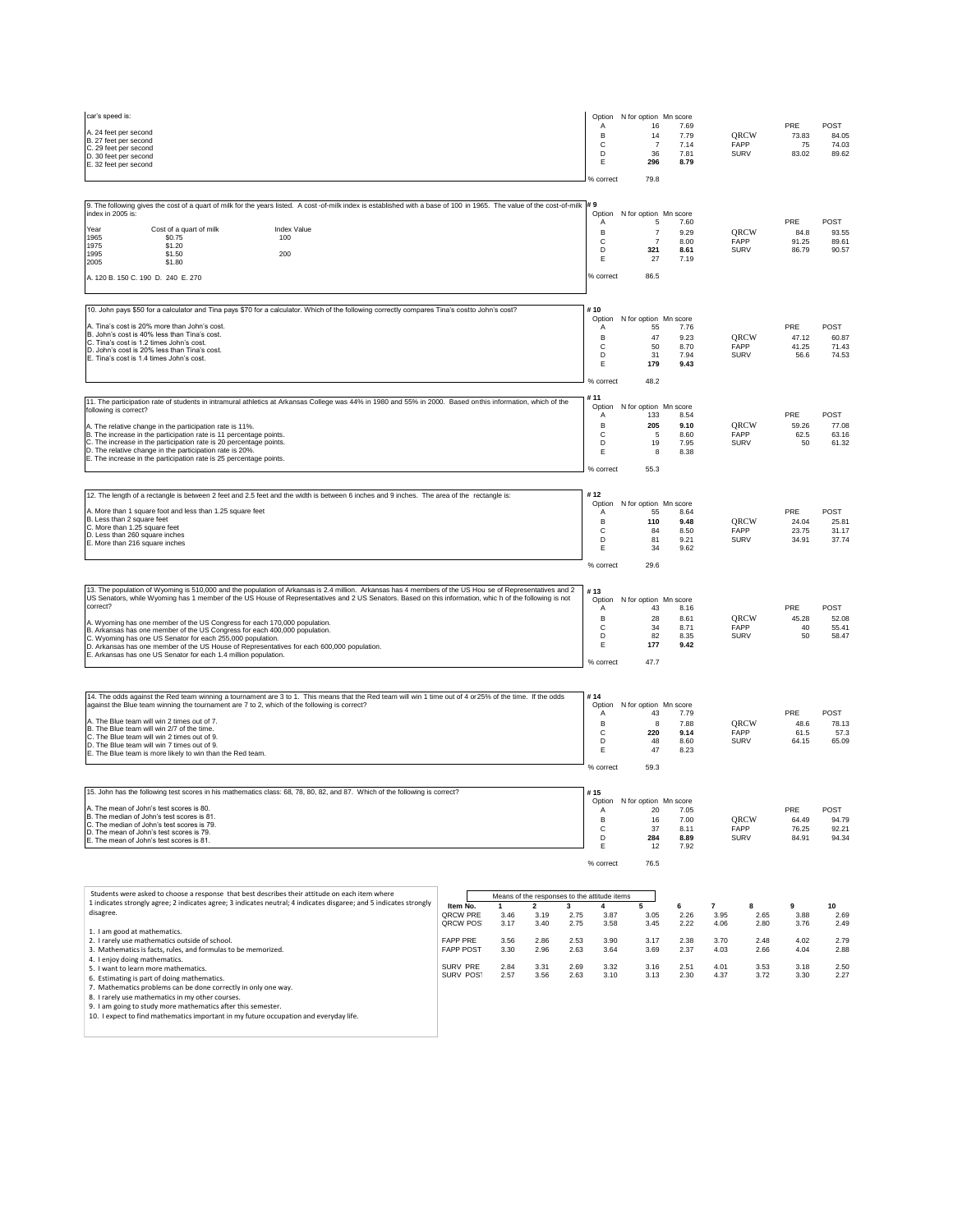car's speed is:

A. 24 feet per second
B. 27 feet per second
C. 29 feet per second
D. 30 feet per second
E. 32 feet per second

| Option | N for option | Mn score |
|---|---|---|
| A | 16 | 7.69 |
| B | 14 | 7.79 |
| C | 7 | 7.14 |
| D | 36 | 7.81 |
| E | **296** | **8.79** |
| % correct | 79.8 | |

| | PRE | POST |
|---|---|---|
| QRCW | 73.83 | 84.05 |
| FAPP | 75 | 74.03 |
| SURV | 83.02 | 89.62 |

9. The following gives the cost of a quart of milk for the years listed. A cost-of-milk index is established with a base of 100 in 1965. The value of the cost-of-milk index in 2005 is:

| Year | Cost of a quart of milk | Index Value |
|---|---|---|
| 1965 | \$0.75 | 100 |
| 1975 | \$1.20 | |
| 1995 | \$1.50 | 200 |
| 2005 | \$1.80 | |

A. 120 B. 150 C. 190 D. 240 E. 270

**# 9**

| Option | N for option | Mn score |
|---|---|---|
| A | 5 | 7.60 |
| B | 7 | 9.29 |
| C | 7 | 8.00 |
| D | **321** | **8.61** |
| E | 27 | 7.19 |
| % correct | 86.5 | |

| | PRE | POST |
|---|---|---|
| QRCW | 84.8 | 93.55 |
| FAPP | 91.25 | 89.61 |
| SURV | 86.79 | 90.57 |

10. John pays \$50 for a calculator and Tina pays \$70 for a calculator. Which of the following correctly compares Tina's costto John's cost?

A. Tina's cost is 20% more than John's cost.
B. John's cost is 40% less than Tina's cost.
C. Tina's cost is 1.2 times John's cost.
D. John's cost is 20% less than Tina's cost.
E. Tina's cost is 1.4 times John's cost.

**# 10**

| Option | N for option | Mn score |
|---|---|---|
| A | 55 | 7.76 |
| B | 47 | 9.23 |
| C | 50 | 8.70 |
| D | 31 | 7.94 |
| E | **179** | **9.43** |
| % correct | 48.2 | |

| | PRE | POST |
|---|---|---|
| QRCW | 47.12 | 60.87 |
| FAPP | 41.25 | 71.43 |
| SURV | 56.6 | 74.53 |

11. The participation rate of students in intramural athletics at Arkansas College was 44% in 1980 and 55% in 2000. Based onthis information, which of the following is correct?

A. The relative change in the participation rate is 11%.
B. The increase in the participation rate is 11 percentage points.
C. The increase in the participation rate is 20 percentage points.
D. The relative change in the participation rate is 20%.
E. The increase in the participation rate is 25 percentage points.

**# 11**

| Option | N for option | Mn score |
|---|---|---|
| A | 133 | 8.54 |
| B | **205** | **9.10** |
| C | 5 | 8.60 |
| D | 19 | 7.95 |
| E | 8 | 8.38 |
| % correct | 55.3 | |

| | PRE | POST |
|---|---|---|
| QRCW | 59.26 | 77.08 |
| FAPP | 62.5 | 63.16 |
| SURV | 50 | 61.32 |

12. The length of a rectangle is between 2 feet and 2.5 feet and the width is between 6 inches and 9 inches. The area of the rectangle is:

A. More than 1 square foot and less than 1.25 square feet
B. Less than 2 square feet
C. More than 1.25 square feet
D. Less than 260 square inches
E. More than 216 square inches

**# 12**

| Option | N for option | Mn score |
|---|---|---|
| A | 55 | 8.64 |
| B | **110** | **9.48** |
| C | 84 | 8.50 |
| D | 81 | 9.21 |
| E | 34 | 9.62 |
| % correct | 29.6 | |

| | PRE | POST |
|---|---|---|
| QRCW | 24.04 | 25.81 |
| FAPP | 23.75 | 31.17 |
| SURV | 34.91 | 37.74 |

13. The population of Wyoming is 510,000 and the population of Arkansas is 2.4 million. Arkansas has 4 members of the US Hou se of Representatives and 2 US Senators, while Wyoming has 1 member of the US House of Representatives and 2 US Senators. Based on this information, whic h of the following is not correct?

A. Wyoming has one member of the US Congress for each 170,000 population.
B. Arkansas has one member of the US Congress for each 400,000 population.
C. Wyoming has one US Senator for each 255,000 population.
D. Arkansas has one member of the US House of Representatives for each 600,000 population.
E. Arkansas has one US Senator for each 1.4 million population.

**# 13**

| Option | N for option | Mn score |
|---|---|---|
| A | 43 | 8.16 |
| B | 28 | 8.61 |
| C | 34 | 8.71 |
| D | 82 | 8.35 |
| E | **177** | **9.42** |
| % correct | 47.7 | |

| | PRE | POST |
|---|---|---|
| QRCW | 45.28 | 52.08 |
| FAPP | 40 | 55.41 |
| SURV | 50 | 58.47 |

14. The odds against the Red team winning a tournament are 3 to 1. This means that the Red team will win 1 time out of 4 or25% of the time. If the odds against the Blue team winning the tournament are 7 to 2, which of the following is correct?

A. The Blue team will win 2 times out of 7.
B. The Blue team will win 2/7 of the time.
C. The Blue team will win 2 times out of 9.
D. The Blue team will win 7 times out of 9.
E. The Blue team is more likely to win than the Red team.

**# 14**

| Option | N for option | Mn score |
|---|---|---|
| A | 43 | 7.79 |
| B | 8 | 7.88 |
| C | **220** | **9.14** |
| D | 48 | 8.60 |
| E | 47 | 8.23 |
| % correct | 59.3 | |

| | PRE | POST |
|---|---|---|
| QRCW | 48.6 | 78.13 |
| FAPP | 61.5 | 57.3 |
| SURV | 64.15 | 65.09 |

15. John has the following test scores in his mathematics class: 68, 78, 80, 82, and 87. Which of the following is correct?

A. The mean of John's test scores is 80.
B. The median of John's test scores is 81.
C. The median of John's test scores is 79.
D. The mean of John's test scores is 79.
E. The mean of John's test scores is 81.

**# 15**

| Option | N for option | Mn score |
|---|---|---|
| A | 20 | 7.05 |
| B | 16 | 7.00 |
| C | 37 | 8.11 |
| D | **284** | **8.89** |
| E | 12 | 7.92 |
| % correct | 76.5 | |

| | PRE | POST |
|---|---|---|
| QRCW | 64.49 | 94.79 |
| FAPP | 76.25 | 92.21 |
| SURV | 84.91 | 94.34 |

Students were asked to choose a response that best describes their attitude on each item where 1 indicates strongly agree; 2 indicates agree; 3 indicates neutral; 4 indicates disagree; and 5 indicates strongly disagree.

1. I am good at mathematics.
2. I rarely use mathematics outside of school.
3. Mathematics is facts, rules, and formulas to be memorized.
4. I enjoy doing mathematics.
5. I want to learn more mathematics.
6. Estimating is part of doing mathematics.
7. Mathematics problems can be done correctly in only one way.
8. I rarely use mathematics in my other courses.
9. I am going to study more mathematics after this semester.
10. I expect to find mathematics important in my future occupation and everyday life.

Means of the responses to the attitude items

| Item No. | 1 | 2 | 3 | 4 | 5 | 6 | 7 | 8 | 9 | 10 |
|---|---|---|---|---|---|---|---|---|---|---|
| QRCW PRE | 3.46 | 3.19 | 2.75 | 3.87 | 3.05 | 2.26 | 3.95 | 2.65 | 3.88 | 2.69 |
| QRCW POS | 3.17 | 3.40 | 2.75 | 3.58 | 3.45 | 2.22 | 4.06 | 2.80 | 3.76 | 2.49 |
| FAPP PRE | 3.56 | 2.86 | 2.53 | 3.90 | 3.17 | 2.38 | 3.70 | 2.48 | 4.02 | 2.79 |
| FAPP POST | 3.30 | 2.96 | 2.63 | 3.64 | 3.69 | 2.37 | 4.03 | 2.66 | 4.04 | 2.88 |
| SURV PRE | 2.84 | 3.31 | 2.69 | 3.32 | 3.16 | 2.51 | 4.01 | 3.53 | 3.18 | 2.50 |
| SURV POST | 2.57 | 3.56 | 2.63 | 3.10 | 3.13 | 2.30 | 4.37 | 3.72 | 3.30 | 2.27 |